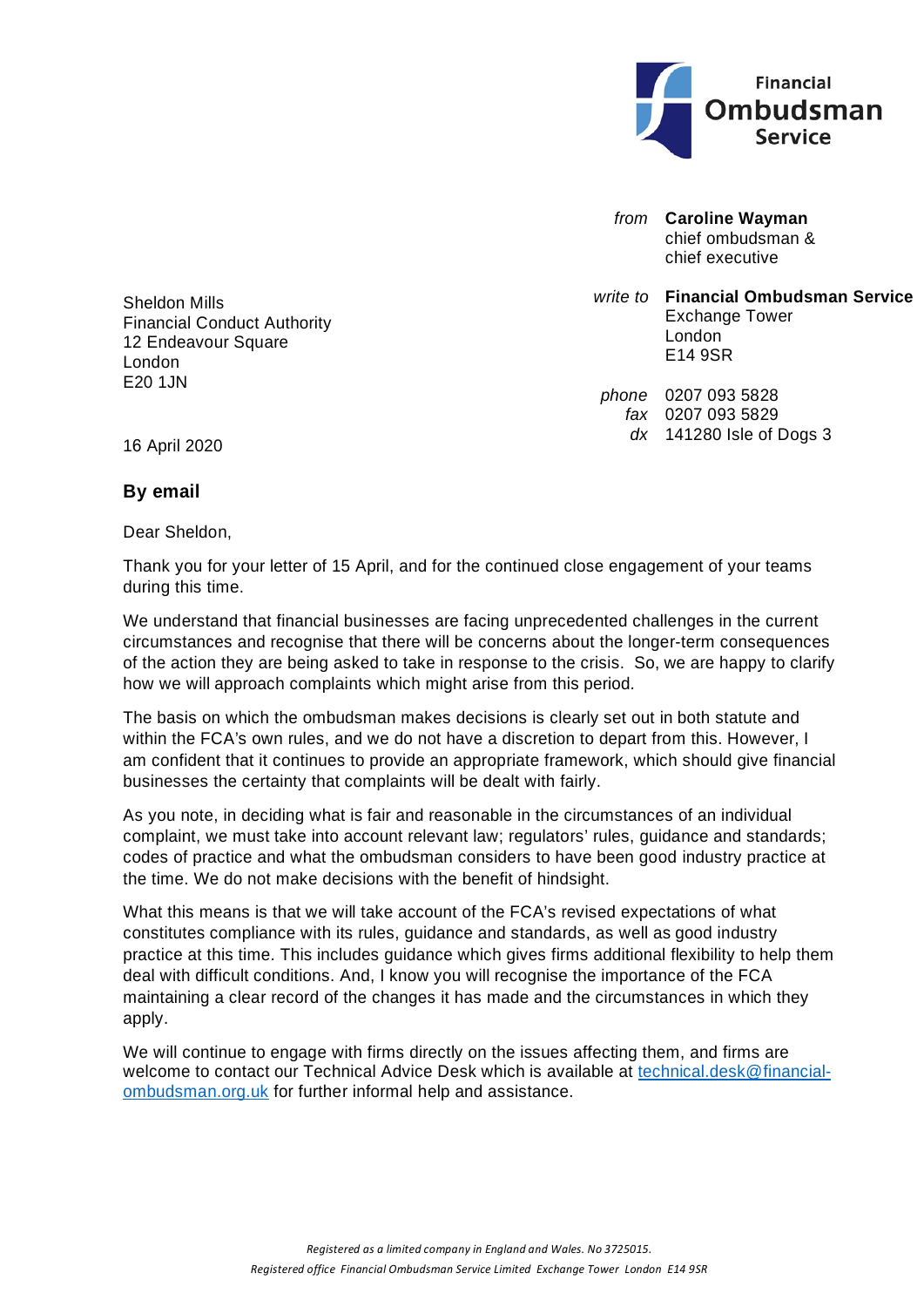Financial Ombudsman Service

*from* **Caroline Wayman**
chief ombudsman &
chief executive

*write to* **Financial Ombudsman Service**
Exchange Tower
London
E14 9SR

*phone* 0207 093 5828
*fax* 0207 093 5829
*dx* 141280 Isle of Dogs 3

Sheldon Mills
Financial Conduct Authority
12 Endeavour Square
London
E20 1JN

16 April 2020

**By email**

Dear Sheldon,

Thank you for your letter of 15 April, and for the continued close engagement of your teams during this time.

We understand that financial businesses are facing unprecedented challenges in the current circumstances and recognise that there will be concerns about the longer-term consequences of the action they are being asked to take in response to the crisis. So, we are happy to clarify how we will approach complaints which might arise from this period.

The basis on which the ombudsman makes decisions is clearly set out in both statute and within the FCA's own rules, and we do not have a discretion to depart from this. However, I am confident that it continues to provide an appropriate framework, which should give financial businesses the certainty that complaints will be dealt with fairly.

As you note, in deciding what is fair and reasonable in the circumstances of an individual complaint, we must take into account relevant law; regulators' rules, guidance and standards; codes of practice and what the ombudsman considers to have been good industry practice at the time. We do not make decisions with the benefit of hindsight.

What this means is that we will take account of the FCA's revised expectations of what constitutes compliance with its rules, guidance and standards, as well as good industry practice at this time. This includes guidance which gives firms additional flexibility to help them deal with difficult conditions. And, I know you will recognise the importance of the FCA maintaining a clear record of the changes it has made and the circumstances in which they apply.

We will continue to engage with firms directly on the issues affecting them, and firms are welcome to contact our Technical Advice Desk which is available at technical.desk@financial-ombudsman.org.uk for further informal help and assistance.

*Registered as a limited company in England and Wales. No 3725015.*
*Registered office Financial Ombudsman Service Limited Exchange Tower London E14 9SR*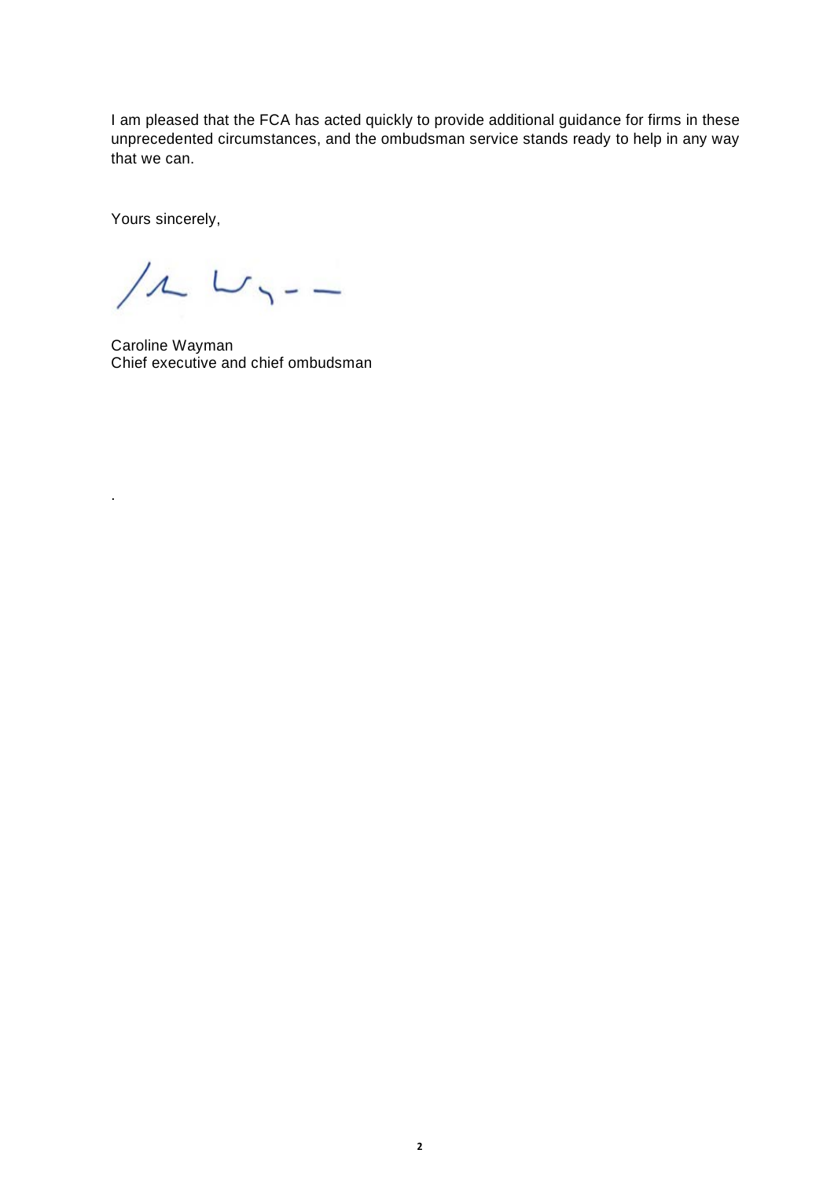I am pleased that the FCA has acted quickly to provide additional guidance for firms in these unprecedented circumstances, and the ombudsman service stands ready to help in any way that we can.

Yours sincerely,

Caroline Wayman
Chief executive and chief ombudsman

.